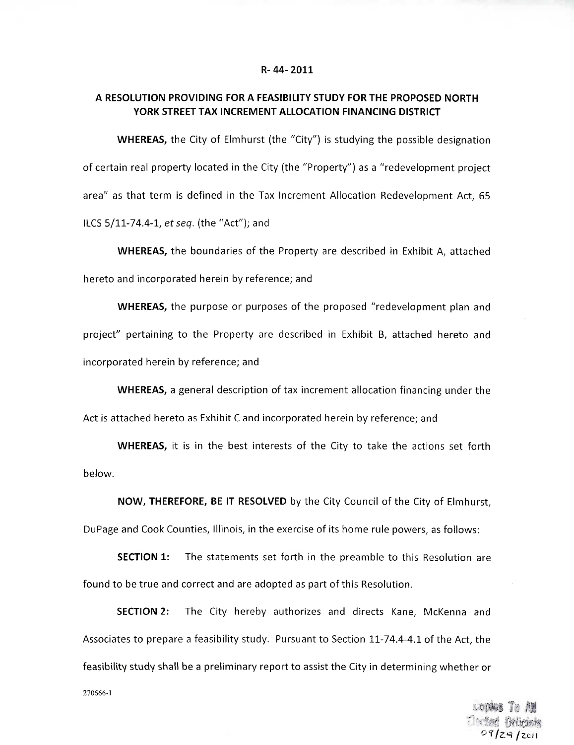R- 44- 2011

**A RESOLUTION PROVIDING FOR A FEASIBILITY STUDY FOR THE PROPOSED NORTH YORK STREET TAX INCREMENT ALLOCATION FINANCING DISTRICT**

**WHEREAS,** the City of Elmhurst (the "City") is studying the possible designation of certain real property located in the City (the "Property") as a "redevelopment project area" as that term is defined in the Tax Increment Allocation Redevelopment Act, 65 ILCS 5/11-74.4-1, *et seq.* (the "Act"); and

**WHEREAS,** the boundaries of the Property are described in Exhibit A, attached hereto and incorporated herein by reference; and

**WHEREAS,** the purpose or purposes of the proposed "redevelopment plan and project" pertaining to the Property are described in Exhibit B, attached hereto and incorporated herein by reference; and

**WHEREAS,** a general description of tax increment allocation financing under the Act is attached hereto as Exhibit C and incorporated herein by reference; and

**WHEREAS,** it is in the best interests of the City to take the actions set forth below.

**NOW, THEREFORE, BE IT RESOLVED** by the City Council of the City of Elmhurst, DuPage and Cook Counties, Illinois, in the exercise of its home rule powers, as follows:

**SECTION 1:** The statements set forth in the preamble to this Resolution are found to be true and correct and are adopted as part of this Resolution.

**SECTION 2:** The City hereby authorizes and directs Kane, McKenna and Associates to prepare a feasibility study. Pursuant to Section 11-74.4-4.1 of the Act, the feasibility study shall be a preliminary report to assist the City in determining whether or

270666-1

Copies To All Elected Officials 09/29/2011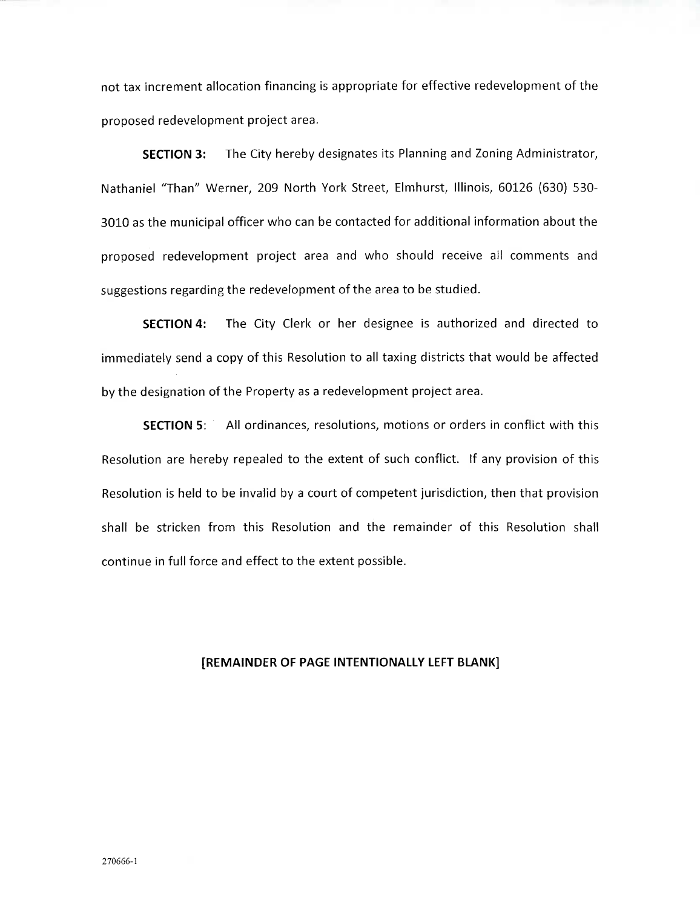not tax increment allocation financing is appropriate for effective redevelopment of the proposed redevelopment project area.

**SECTION 3:** The City hereby designates its Planning and Zoning Administrator, Nathaniel "Than" Werner, 209 North York Street, Elmhurst, Illinois, 60126 (630) 530-3010 as the municipal officer who can be contacted for additional information about the proposed redevelopment project area and who should receive all comments and suggestions regarding the redevelopment of the area to be studied.

**SECTION 4:** The City Clerk or her designee is authorized and directed to immediately send a copy of this Resolution to all taxing districts that would be affected by the designation of the Property as a redevelopment project area.

**SECTION 5:** All ordinances, resolutions, motions or orders in conflict with this Resolution are hereby repealed to the extent of such conflict. If any provision of this Resolution is held to be invalid by a court of competent jurisdiction, then that provision shall be stricken from this Resolution and the remainder of this Resolution shall continue in full force and effect to the extent possible.

**[REMAINDER OF PAGE INTENTIONALLY LEFT BLANK]**

270666-1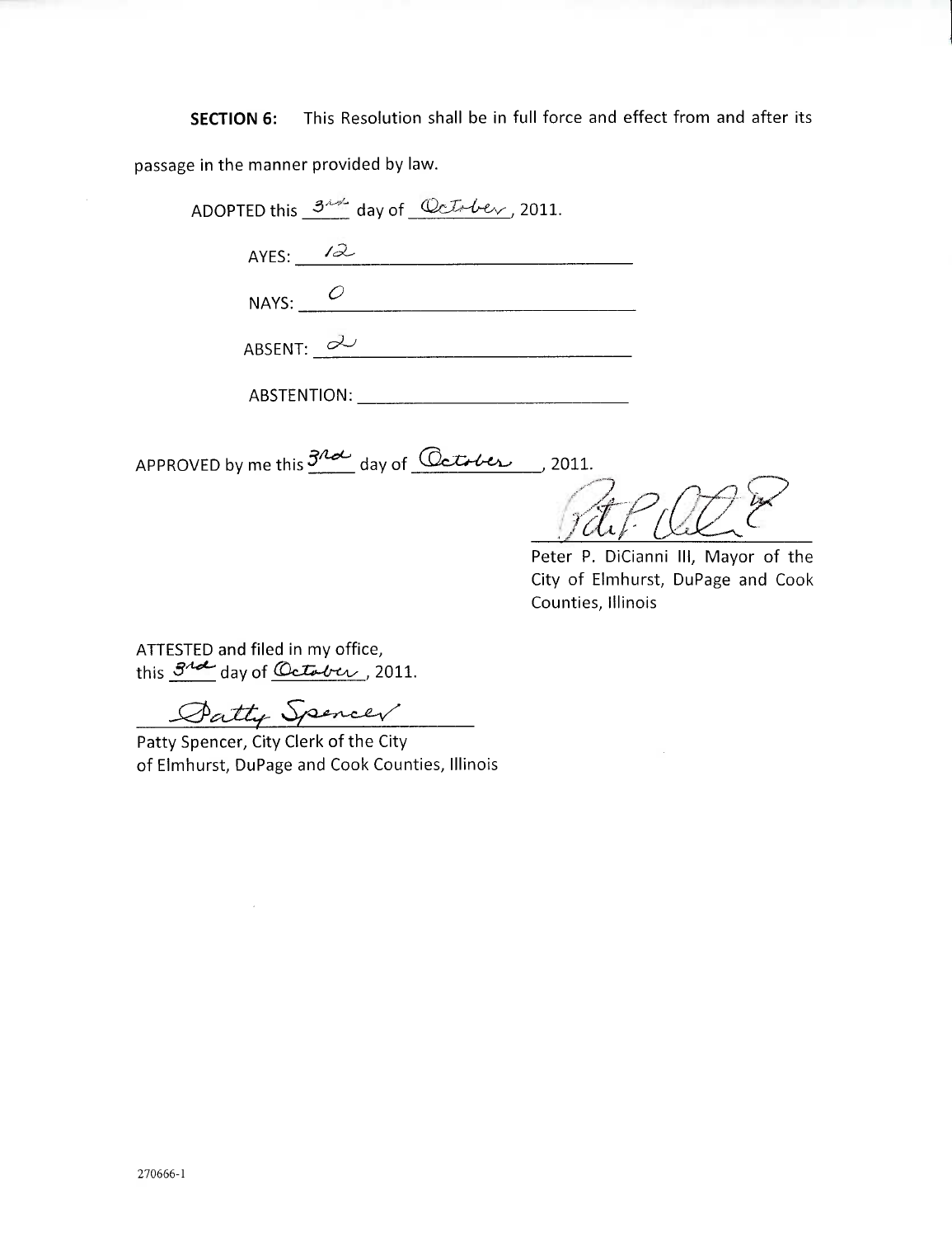**SECTION 6:** This Resolution shall be in full force and effect from and after its passage in the manner provided by law.

ADOPTED this 3rd day of October, 2011.

AYES: 12

NAYS: 0

ABSENT: 2

ABSTENTION: ______

APPROVED by me this 3rd day of October, 2011.

Peter P. DiCianni III, Mayor of the City of Elmhurst, DuPage and Cook Counties, Illinois

ATTESTED and filed in my office, this 3rd day of October, 2011.

Patty Spencer

Patty Spencer, City Clerk of the City of Elmhurst, DuPage and Cook Counties, Illinois

270666-1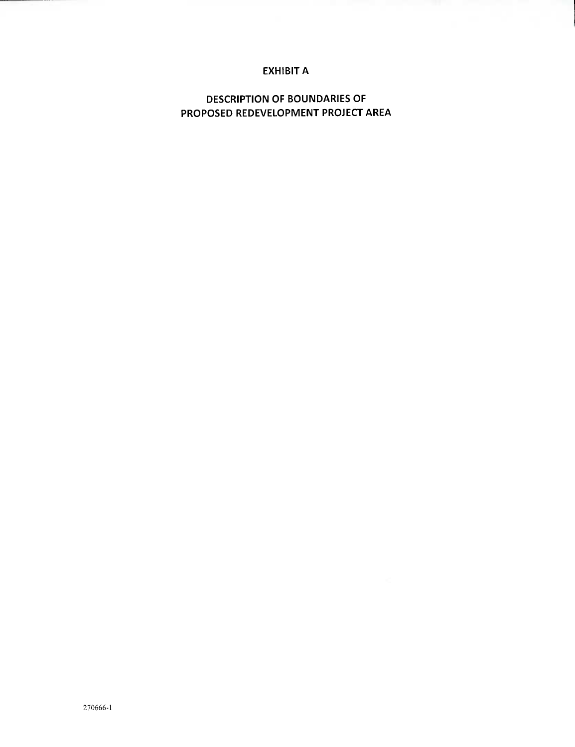# EXHIBIT A

## DESCRIPTION OF BOUNDARIES OF PROPOSED REDEVELOPMENT PROJECT AREA

270666-1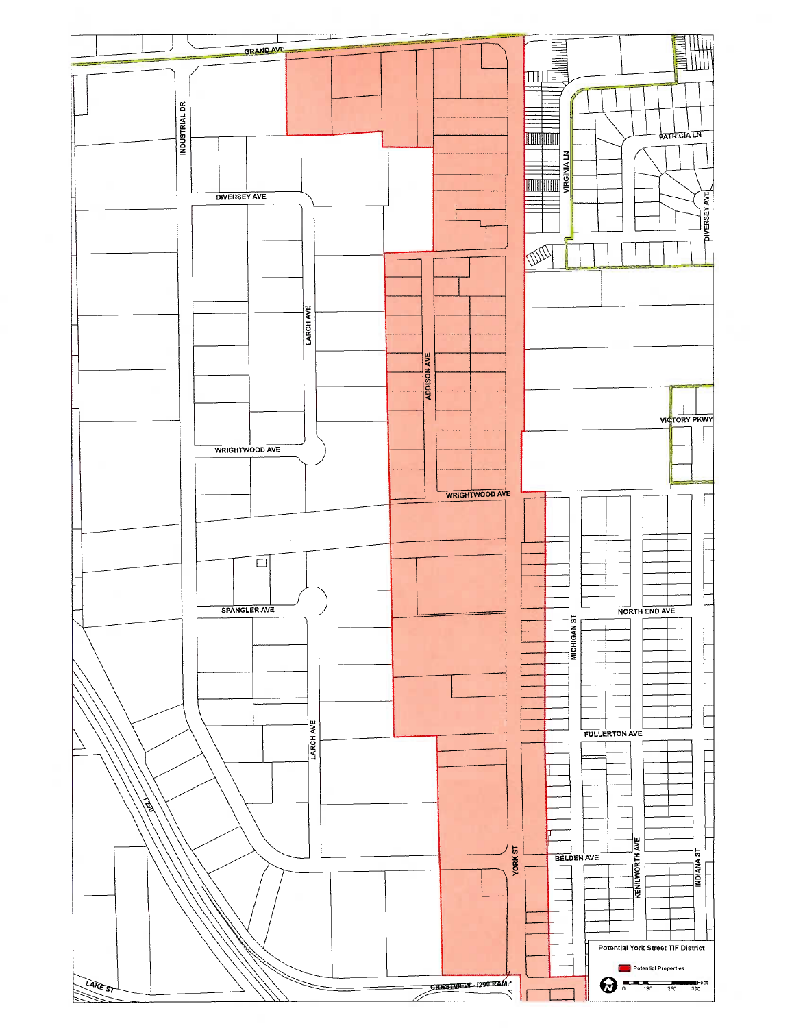Potential York Street TIF District

Potential Properties

GRAND AVE

INDUSTRIAL DR

DIVERSEY AVE

LARCH AVE

ADDISON AVE

WRIGHTWOOD AVE

SPANGLER AVE

YORK ST

VIRGINIA LN

PATRICIA LN

VICTORY PKWY

NORTH END AVE

MICHIGAN ST

FULLERTON AVE

BELDEN AVE

KENILWORTH AVE

INDIANA ST

I 290

LAKE ST

CRESTVIEW - I290 RAMP

Feet

0 130 260 390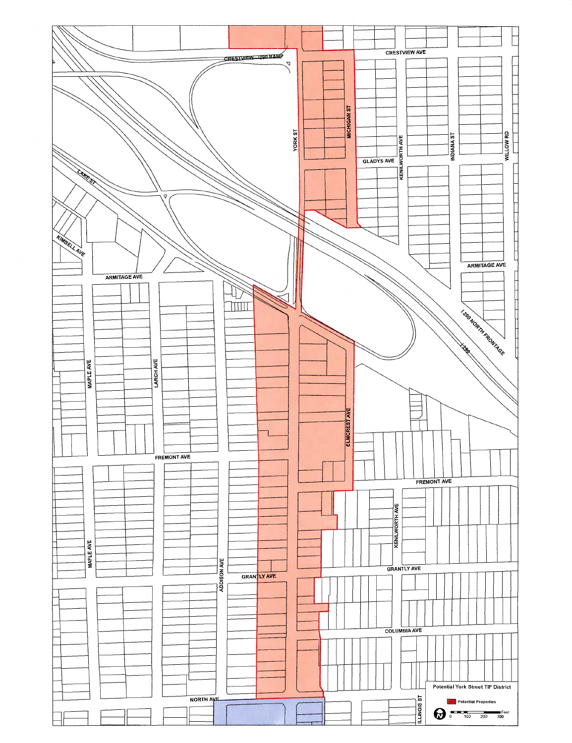**Potential York Street TIF District**

Potential Properties

CRESTVIEW AVE

CRESTVIEW - I290 RAMP

YORK ST

MICHIGAN ST

GLADYS AVE

KENILWORTH AVE

INDIANA ST

WILLOW RD

LAKE ST

KIMBELL AVE

ARMITAGE AVE

I 290 NORTH FRONTAGE

I-290

MAPLE AVE

LARCH AVE

ELMCREST AVE

FREMONT AVE

ADDISON AVE

GRANTLY AVE

COLUMBIA AVE

NORTH AVE

ILLINOIS ST

0 100 200 300 Feet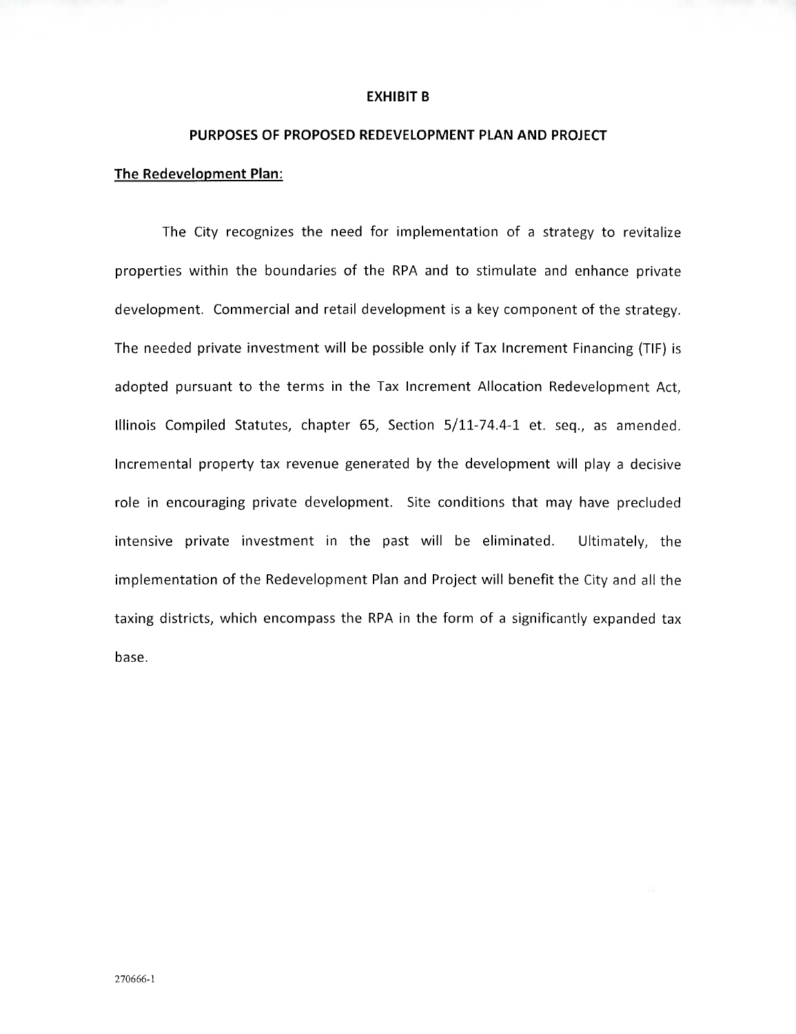# EXHIBIT B

## PURPOSES OF PROPOSED REDEVELOPMENT PLAN AND PROJECT

**The Redevelopment Plan:**

The City recognizes the need for implementation of a strategy to revitalize properties within the boundaries of the RPA and to stimulate and enhance private development. Commercial and retail development is a key component of the strategy. The needed private investment will be possible only if Tax Increment Financing (TIF) is adopted pursuant to the terms in the Tax Increment Allocation Redevelopment Act, Illinois Compiled Statutes, chapter 65, Section 5/11-74.4-1 et. seq., as amended. Incremental property tax revenue generated by the development will play a decisive role in encouraging private development. Site conditions that may have precluded intensive private investment in the past will be eliminated. Ultimately, the implementation of the Redevelopment Plan and Project will benefit the City and all the taxing districts, which encompass the RPA in the form of a significantly expanded tax base.

270666-1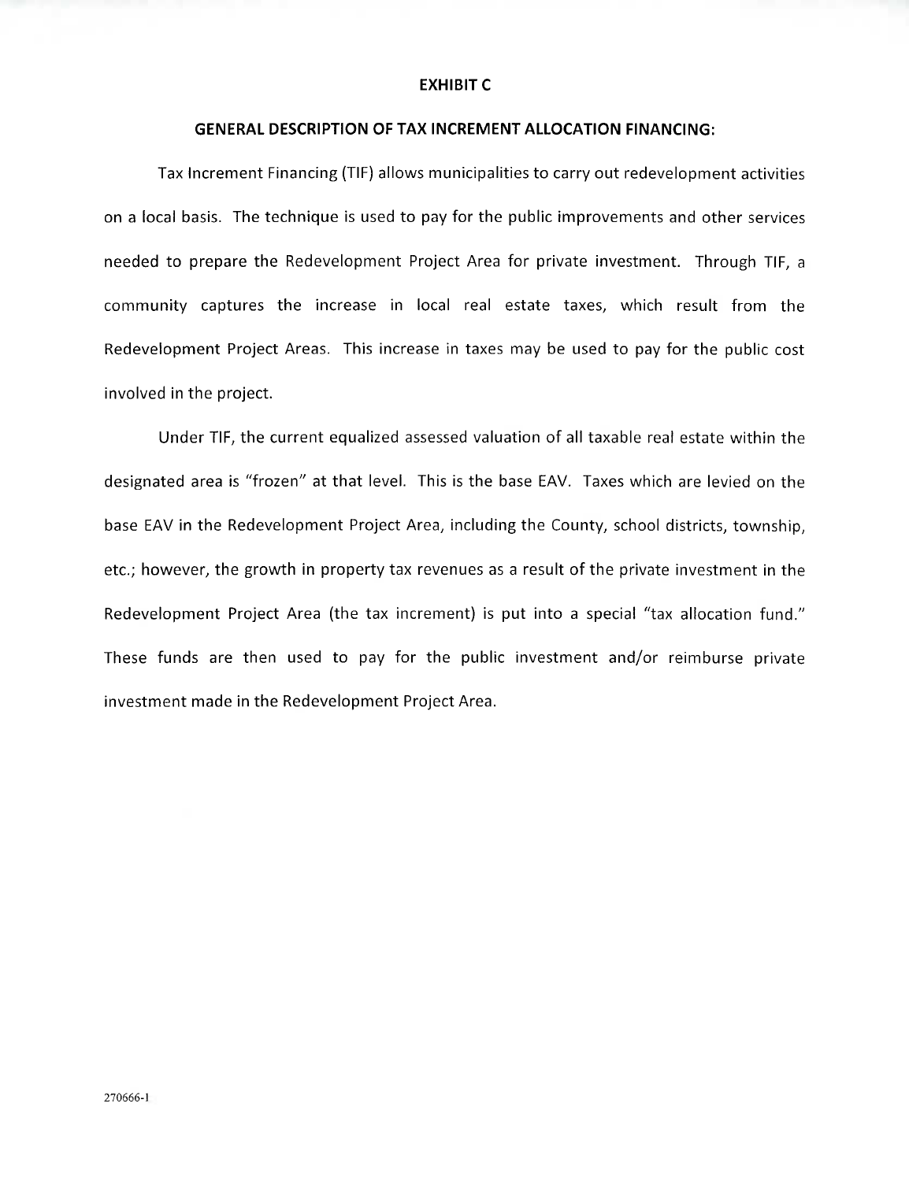# EXHIBIT C

## GENERAL DESCRIPTION OF TAX INCREMENT ALLOCATION FINANCING:

Tax Increment Financing (TIF) allows municipalities to carry out redevelopment activities on a local basis. The technique is used to pay for the public improvements and other services needed to prepare the Redevelopment Project Area for private investment. Through TIF, a community captures the increase in local real estate taxes, which result from the Redevelopment Project Areas. This increase in taxes may be used to pay for the public cost involved in the project.

Under TIF, the current equalized assessed valuation of all taxable real estate within the designated area is "frozen" at that level. This is the base EAV. Taxes which are levied on the base EAV in the Redevelopment Project Area, including the County, school districts, township, etc.; however, the growth in property tax revenues as a result of the private investment in the Redevelopment Project Area (the tax increment) is put into a special "tax allocation fund." These funds are then used to pay for the public investment and/or reimburse private investment made in the Redevelopment Project Area.

270666-1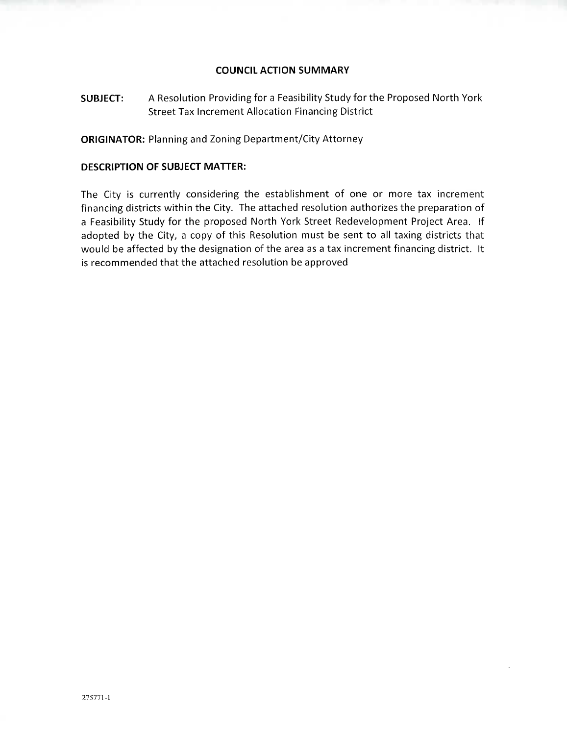## COUNCIL ACTION SUMMARY

**SUBJECT:** A Resolution Providing for a Feasibility Study for the Proposed North York Street Tax Increment Allocation Financing District

**ORIGINATOR:** Planning and Zoning Department/City Attorney

**DESCRIPTION OF SUBJECT MATTER:**

The City is currently considering the establishment of one or more tax increment financing districts within the City. The attached resolution authorizes the preparation of a Feasibility Study for the proposed North York Street Redevelopment Project Area. If adopted by the City, a copy of this Resolution must be sent to all taxing districts that would be affected by the designation of the area as a tax increment financing district. It is recommended that the attached resolution be approved

275771-1